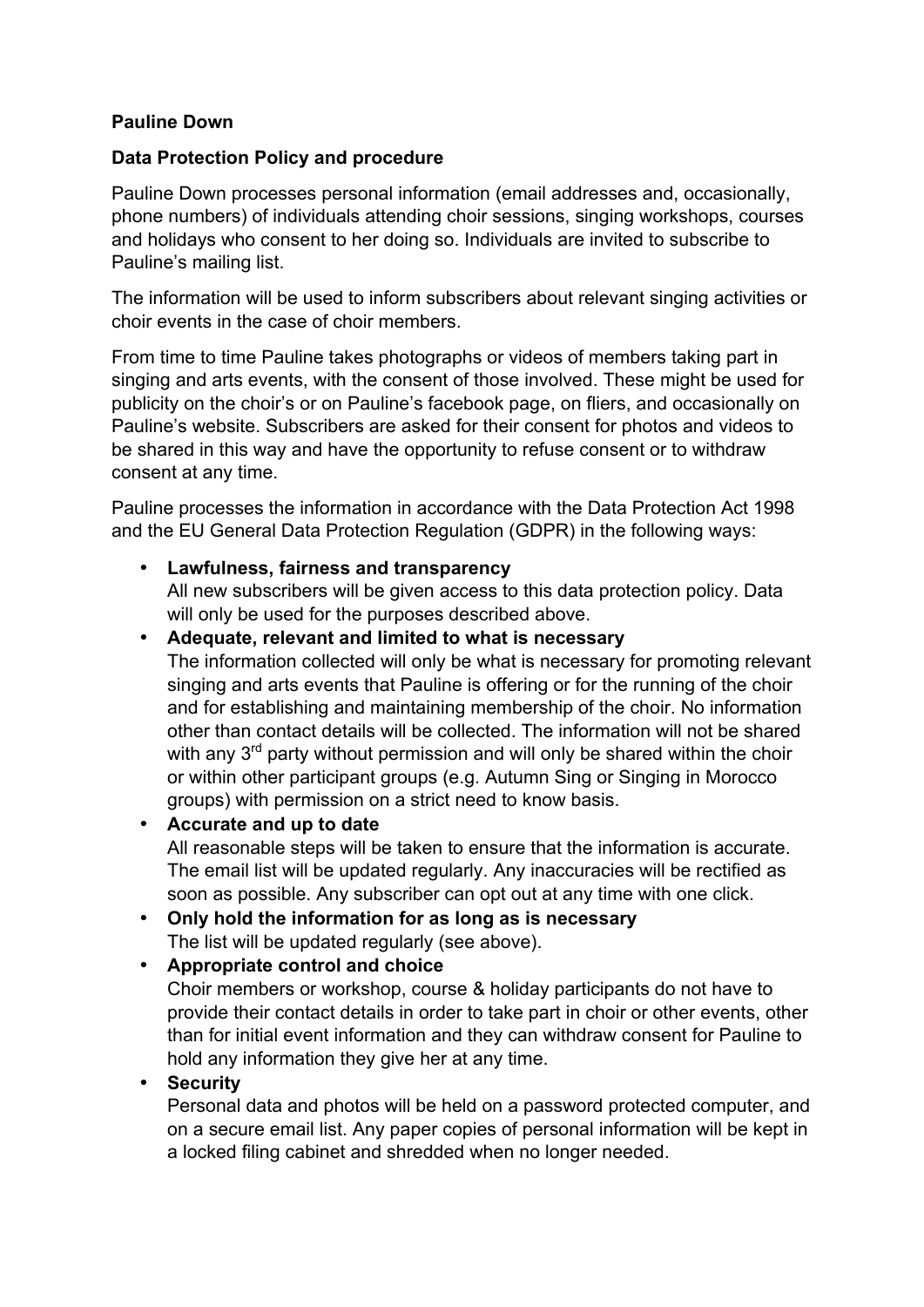**Pauline Down**

**Data Protection Policy and procedure**

Pauline Down processes personal information (email addresses and, occasionally, phone numbers) of individuals attending choir sessions, singing workshops, courses and holidays who consent to her doing so. Individuals are invited to subscribe to Pauline's mailing list.

The information will be used to inform subscribers about relevant singing activities or choir events in the case of choir members.

From time to time Pauline takes photographs or videos of members taking part in singing and arts events, with the consent of those involved. These might be used for publicity on the choir's or on Pauline's facebook page, on fliers, and occasionally on Pauline's website. Subscribers are asked for their consent for photos and videos to be shared in this way and have the opportunity to refuse consent or to withdraw consent at any time.

Pauline processes the information in accordance with the Data Protection Act 1998 and the EU General Data Protection Regulation (GDPR) in the following ways:

- **Lawfulness, fairness and transparency**
  All new subscribers will be given access to this data protection policy. Data will only be used for the purposes described above.
- **Adequate, relevant and limited to what is necessary**
  The information collected will only be what is necessary for promoting relevant singing and arts events that Pauline is offering or for the running of the choir and for establishing and maintaining membership of the choir. No information other than contact details will be collected. The information will not be shared with any 3rd party without permission and will only be shared within the choir or within other participant groups (e.g. Autumn Sing or Singing in Morocco groups) with permission on a strict need to know basis.
- **Accurate and up to date**
  All reasonable steps will be taken to ensure that the information is accurate. The email list will be updated regularly. Any inaccuracies will be rectified as soon as possible. Any subscriber can opt out at any time with one click.
- **Only hold the information for as long as is necessary**
  The list will be updated regularly (see above).
- **Appropriate control and choice**
  Choir members or workshop, course & holiday participants do not have to provide their contact details in order to take part in choir or other events, other than for initial event information and they can withdraw consent for Pauline to hold any information they give her at any time.
- **Security**
  Personal data and photos will be held on a password protected computer, and on a secure email list. Any paper copies of personal information will be kept in a locked filing cabinet and shredded when no longer needed.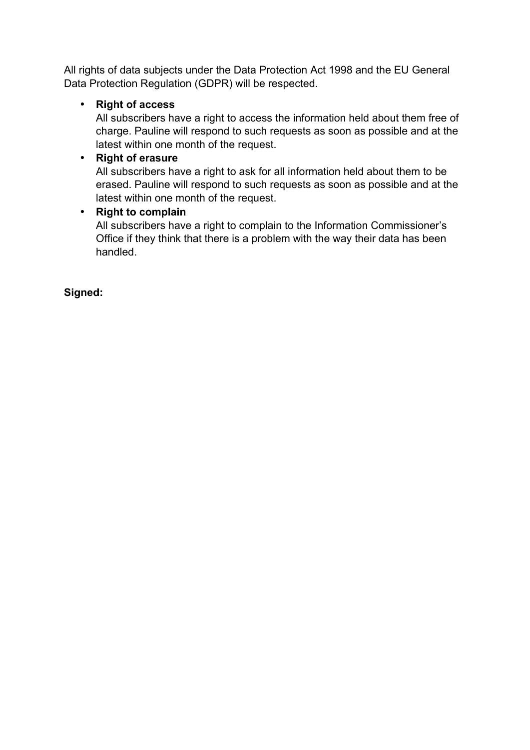All rights of data subjects under the Data Protection Act 1998 and the EU General Data Protection Regulation (GDPR) will be respected.

- **Right of access**
  All subscribers have a right to access the information held about them free of charge. Pauline will respond to such requests as soon as possible and at the latest within one month of the request.
- **Right of erasure**
  All subscribers have a right to ask for all information held about them to be erased. Pauline will respond to such requests as soon as possible and at the latest within one month of the request.
- **Right to complain**
  All subscribers have a right to complain to the Information Commissioner's Office if they think that there is a problem with the way their data has been handled.

**Signed:**